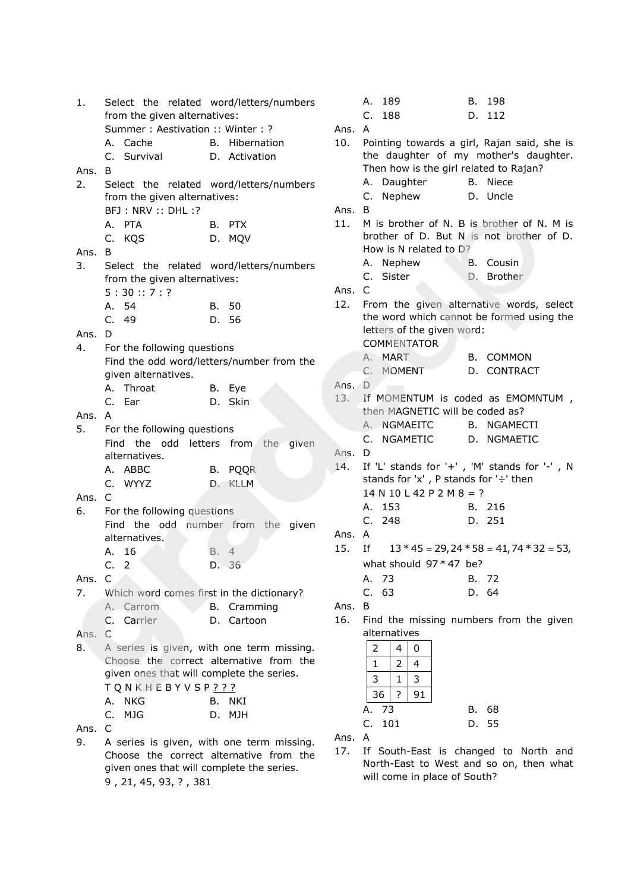1. Select the related word/letters/numbers from the given alternatives:
   Summer : Aestivation :: Winter : ?
   A. Cache B. Hibernation
   C. Survival D. Activation

Ans. B

2. Select the related word/letters/numbers from the given alternatives:
   BFJ : NRV :: DHL :?
   A. PTA B. PTX
   C. KQS D. MQV

Ans. B

3. Select the related word/letters/numbers from the given alternatives:
   5 : 30 :: 7 : ?
   A. 54 B. 50
   C. 49 D. 56

Ans. D

4. For the following questions
   Find the odd word/letters/number from the given alternatives.
   A. Throat B. Eye
   C. Ear D. Skin

Ans. A

5. For the following questions
   Find the odd letters from the given alternatives.
   A. ABBC B. PQQR
   C. WYYZ D. KLLM

Ans. C

6. For the following questions
   Find the odd number from the given alternatives.
   A. 16 B. 4
   C. 2 D. 36

Ans. C

7. Which word comes first in the dictionary?
   A. Carrom B. Cramming
   C. Carrier D. Cartoon

Ans. C

8. A series is given, with one term missing. Choose the correct alternative from the given ones that will complete the series.
   T Q N K H E B Y V S P ? ? ?
   A. NKG B. NKI
   C. MJG D. MJH

Ans. C

9. A series is given, with one term missing. Choose the correct alternative from the given ones that will complete the series.
   9 , 21, 45, 93, ? , 381
   A. 189 B. 198
   C. 188 D. 112

Ans. A

10. Pointing towards a girl, Rajan said, she is the daughter of my mother's daughter. Then how is the girl related to Rajan?
    A. Daughter B. Niece
    C. Nephew D. Uncle

Ans. B

11. M is brother of N. B is brother of N. M is brother of D. But N is not brother of D. How is N related to D?
    A. Nephew B. Cousin
    C. Sister D. Brother

Ans. C

12. From the given alternative words, select the word which cannot be formed using the letters of the given word:
    COMMENTATOR
    A. MART B. COMMON
    C. MOMENT D. CONTRACT

Ans. D

13. If MOMENTUM is coded as EMOMNTUM , then MAGNETIC will be coded as?
    A. NGMAEITC B. NGAMECTI
    C. NGAMETIC D. NGMAETIC

Ans. D

14. If 'L' stands for '+' , 'M' stands for '-' , N stands for 'x' , P stands for '÷' then
    14 N 10 L 42 P 2 M 8 = ?
    A. 153 B. 216
    C. 248 D. 251

Ans. A

15. If $13 * 45 = 29, 24 * 58 = 41, 74 * 32 = 53$, what should $97 * 47$ be?
    A. 73 B. 72
    C. 63 D. 64

Ans. B

16. Find the missing numbers from the given alternatives

| 2 | 4 | 0 |
|---|---|---|
| 1 | 2 | 4 |
| 3 | 1 | 3 |
| 36 | ? | 91 |

    A. 73 B. 68
    C. 101 D. 55

Ans. A

17. If South-East is changed to North and North-East to West and so on, then what will come in place of South?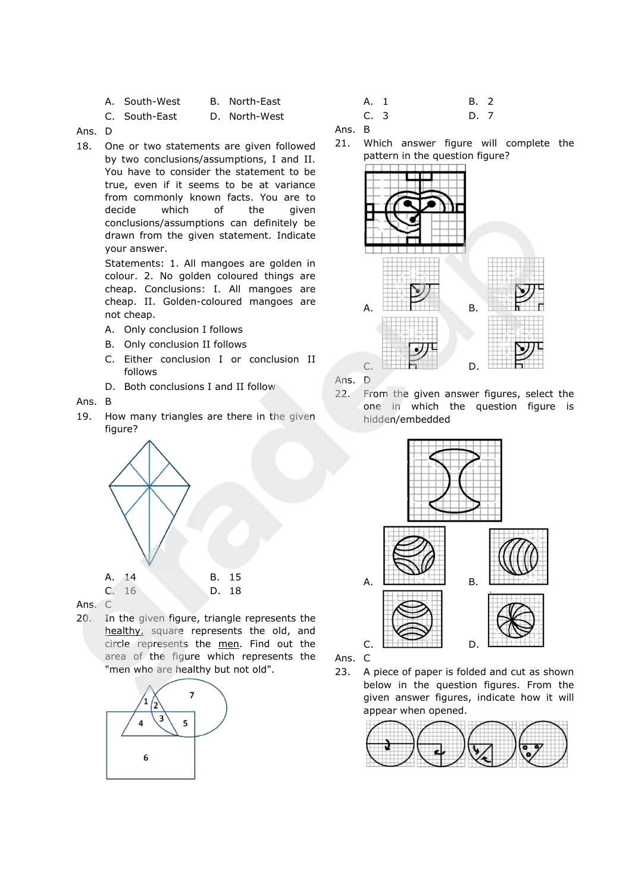A. South-West B. North-East
C. South-East D. North-West

Ans. D

18. One or two statements are given followed by two conclusions/assumptions, I and II. You have to consider the statement to be true, even if it seems to be at variance from commonly known facts. You are to decide which of the given conclusions/assumptions can definitely be drawn from the given statement. Indicate your answer.

Statements: 1. All mangoes are golden in colour. 2. No golden coloured things are cheap. Conclusions: I. All mangoes are cheap. II. Golden-coloured mangoes are not cheap.

A. Only conclusion I follows
B. Only conclusion II follows
C. Either conclusion I or conclusion II follows
D. Both conclusions I and II follow

Ans. B

19. How many triangles are there in the given figure?

A. 14 B. 15
C. 16 D. 18

Ans. C

20. In the given figure, triangle represents the healthy, square represents the old, and circle represents the men. Find out the area of the figure which represents the "men who are healthy but not old".

A. 1 B. 2
C. 3 D. 7

Ans. B

21. Which answer figure will complete the pattern in the question figure?

A. B.
C. D.

Ans. D

22. From the given answer figures, select the one in which the question figure is hidden/embedded

A. B.
C. D.

Ans. C

23. A piece of paper is folded and cut as shown below in the question figures. From the given answer figures, indicate how it will appear when opened.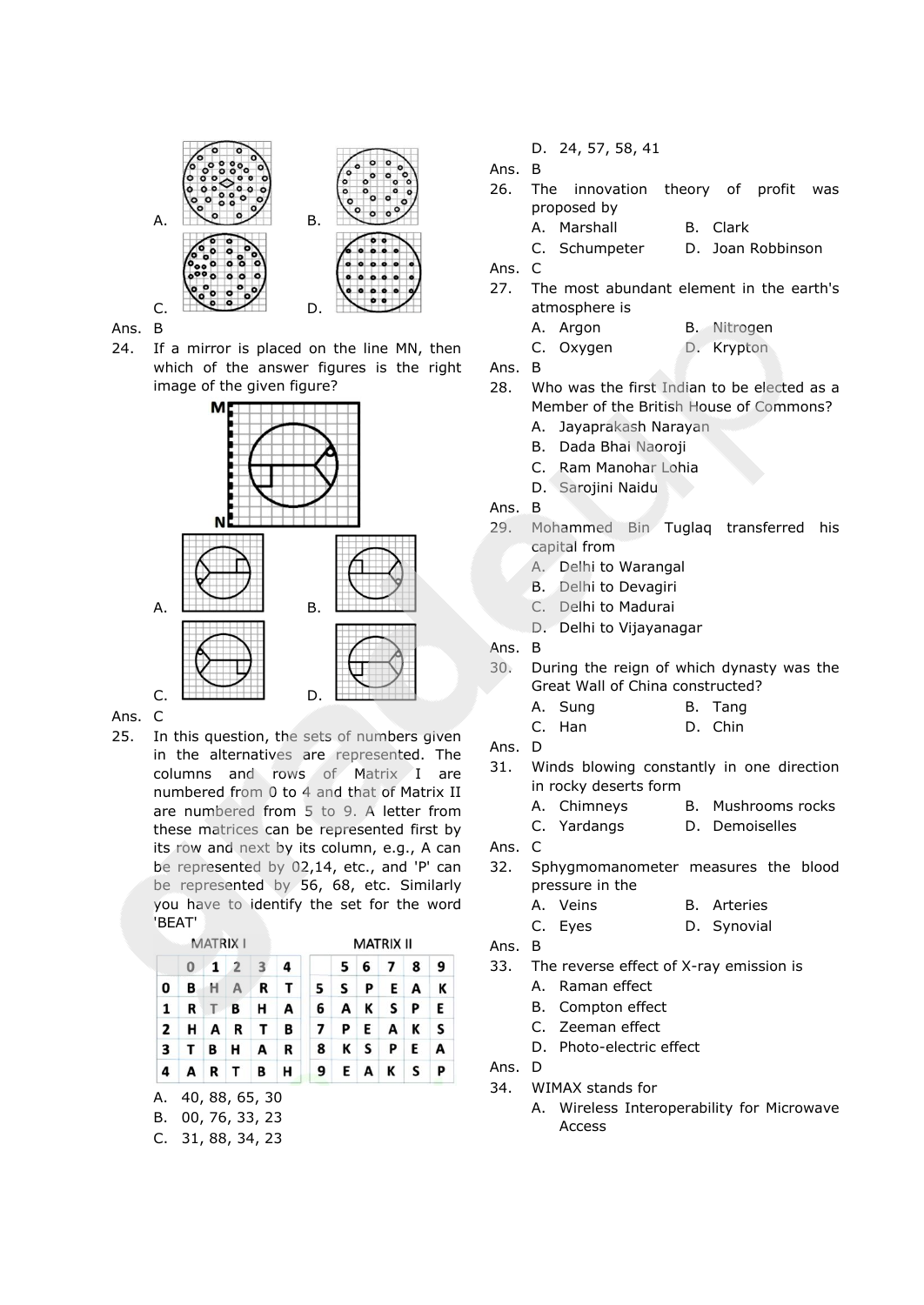A.  B.

C.  D.

Ans. B

24. If a mirror is placed on the line MN, then which of the answer figures is the right image of the given figure?

A.  B.

C.  D.

Ans. C

25. In this question, the sets of numbers given in the alternatives are represented. The columns and rows of Matrix I are numbered from 0 to 4 and that of Matrix II are numbered from 5 to 9. A letter from these matrices can be represented first by its row and next by its column, e.g., A can be represented by 02,14, etc., and 'P' can be represented by 56, 68, etc. Similarly you have to identify the set for the word 'BEAT'

MATRIX I

|   | 0 | 1 | 2 | 3 | 4 |
|---|---|---|---|---|---|
| 0 | B | H | A | R | T |
| 1 | R | T | B | H | A |
| 2 | H | A | R | T | B |
| 3 | T | B | H | A | R |
| 4 | A | R | T | B | H |

MATRIX II

|   | 5 | 6 | 7 | 8 | 9 |
|---|---|---|---|---|---|
| 5 | S | P | E | A | K |
| 6 | A | K | S | P | E |
| 7 | P | E | A | K | S |
| 8 | K | S | P | E | A |
| 9 | E | A | K | S | P |

A. 40, 88, 65, 30
B. 00, 76, 33, 23
C. 31, 88, 34, 23
D. 24, 57, 58, 41

Ans. B

26. The innovation theory of profit was proposed by
A. Marshall
B. Clark
C. Schumpeter
D. Joan Robbinson

Ans. C

27. The most abundant element in the earth's atmosphere is
A. Argon
B. Nitrogen
C. Oxygen
D. Krypton

Ans. B

28. Who was the first Indian to be elected as a Member of the British House of Commons?
A. Jayaprakash Narayan
B. Dada Bhai Naoroji
C. Ram Manohar Lohia
D. Sarojini Naidu

Ans. B

29. Mohammed Bin Tuglaq transferred his capital from
A. Delhi to Warangal
B. Delhi to Devagiri
C. Delhi to Madurai
D. Delhi to Vijayanagar

Ans. B

30. During the reign of which dynasty was the Great Wall of China constructed?
A. Sung
B. Tang
C. Han
D. Chin

Ans. D

31. Winds blowing constantly in one direction in rocky deserts form
A. Chimneys
B. Mushrooms rocks
C. Yardangs
D. Demoiselles

Ans. C

32. Sphygmomanometer measures the blood pressure in the
A. Veins
B. Arteries
C. Eyes
D. Synovial

Ans. B

33. The reverse effect of X-ray emission is
A. Raman effect
B. Compton effect
C. Zeeman effect
D. Photo-electric effect

Ans. D

34. WIMAX stands for
A. Wireless Interoperability for Microwave Access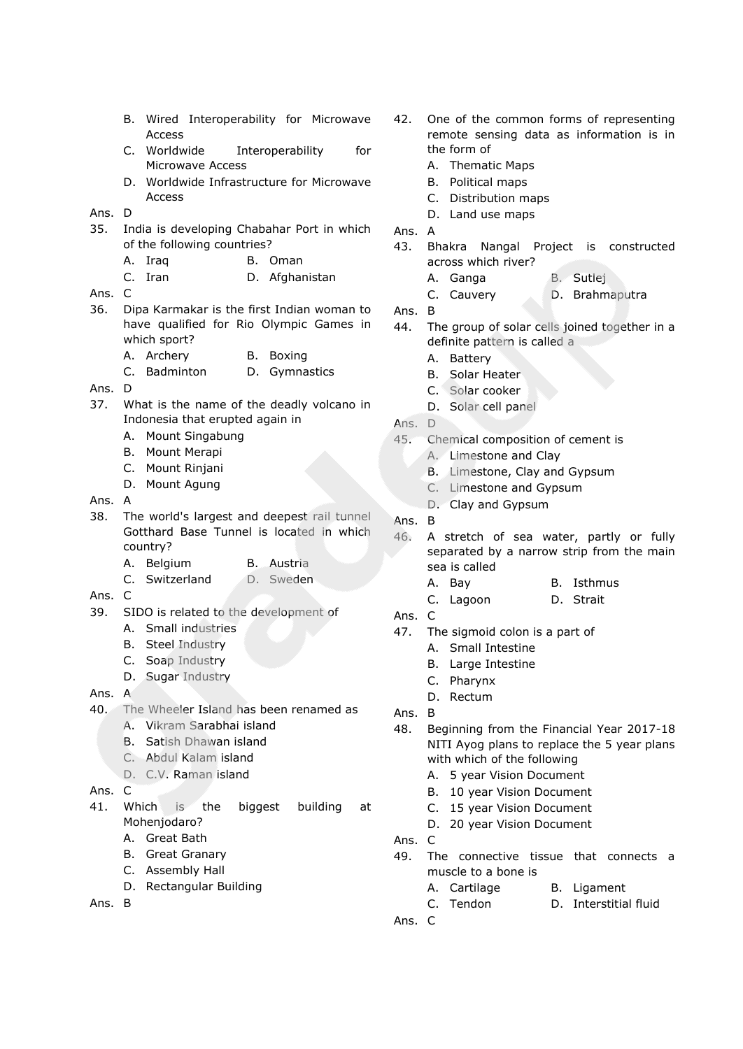B. Wired Interoperability for Microwave Access

C. Worldwide Interoperability for Microwave Access

D. Worldwide Infrastructure for Microwave Access

Ans. D

35. India is developing Chabahar Port in which of the following countries?

A. Iraq
B. Oman
C. Iran
D. Afghanistan

Ans. C

36. Dipa Karmakar is the first Indian woman to have qualified for Rio Olympic Games in which sport?

A. Archery
B. Boxing
C. Badminton
D. Gymnastics

Ans. D

37. What is the name of the deadly volcano in Indonesia that erupted again in

A. Mount Singabung
B. Mount Merapi
C. Mount Rinjani
D. Mount Agung

Ans. A

38. The world's largest and deepest rail tunnel Gotthard Base Tunnel is located in which country?

A. Belgium
B. Austria
C. Switzerland
D. Sweden

Ans. C

39. SIDO is related to the development of

A. Small industries
B. Steel Industry
C. Soap Industry
D. Sugar Industry

Ans. A

40. The Wheeler Island has been renamed as

A. Vikram Sarabhai island
B. Satish Dhawan island
C. Abdul Kalam island
D. C.V. Raman island

Ans. C

41. Which is the biggest building at Mohenjodaro?

A. Great Bath
B. Great Granary
C. Assembly Hall
D. Rectangular Building

Ans. B

42. One of the common forms of representing remote sensing data as information is in the form of

A. Thematic Maps
B. Political maps
C. Distribution maps
D. Land use maps

Ans. A

43. Bhakra Nangal Project is constructed across which river?

A. Ganga
B. Sutlej
C. Cauvery
D. Brahmaputra

Ans. B

44. The group of solar cells joined together in a definite pattern is called a

A. Battery
B. Solar Heater
C. Solar cooker
D. Solar cell panel

Ans. D

45. Chemical composition of cement is

A. Limestone and Clay
B. Limestone, Clay and Gypsum
C. Limestone and Gypsum
D. Clay and Gypsum

Ans. B

46. A stretch of sea water, partly or fully separated by a narrow strip from the main sea is called

A. Bay
B. Isthmus
C. Lagoon
D. Strait

Ans. C

47. The sigmoid colon is a part of

A. Small Intestine
B. Large Intestine
C. Pharynx
D. Rectum

Ans. B

48. Beginning from the Financial Year 2017-18 NITI Ayog plans to replace the 5 year plans with which of the following

A. 5 year Vision Document
B. 10 year Vision Document
C. 15 year Vision Document
D. 20 year Vision Document

Ans. C

49. The connective tissue that connects a muscle to a bone is

A. Cartilage
B. Ligament
C. Tendon
D. Interstitial fluid

Ans. C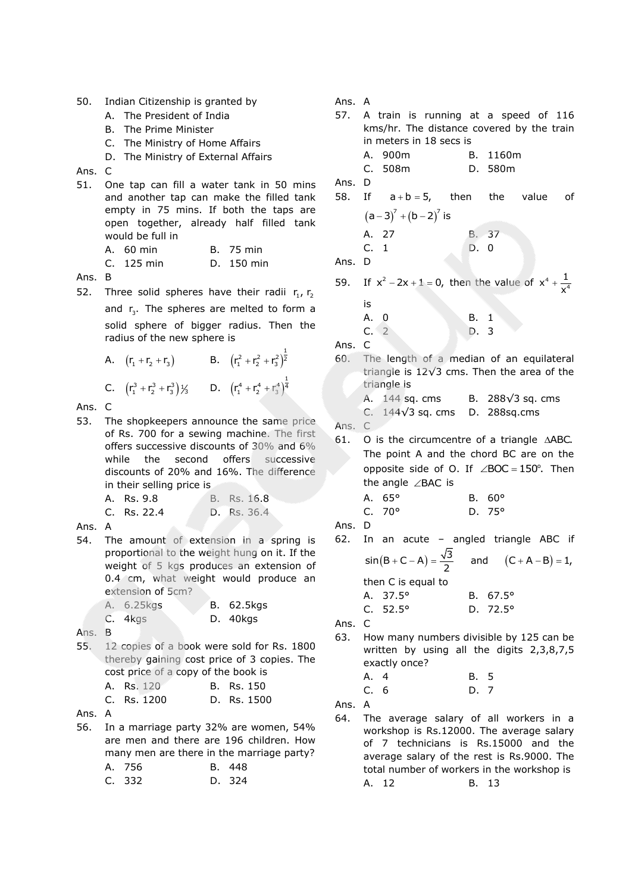50. Indian Citizenship is granted by
    A. The President of India
    B. The Prime Minister
    C. The Ministry of Home Affairs
    D. The Ministry of External Affairs

Ans. C

51. One tap can fill a water tank in 50 mins and another tap can make the filled tank empty in 75 mins. If both the taps are open together, already half filled tank would be full in
    A. 60 min  B. 75 min
    C. 125 min  D. 150 min

Ans. B

52. Three solid spheres have their radii $r_1$, $r_2$ and $r_3$. The spheres are melted to form a solid sphere of bigger radius. Then the radius of the new sphere is
    A. $(r_1 + r_2 + r_3)$  B. $(r_1^2 + r_2^2 + r_3^2)^{\frac{1}{2}}$
    C. $(r_1^3 + r_2^3 + r_3^3)^{1/3}$  D. $(r_1^4 + r_2^4 + r_3^4)^{\frac{1}{4}}$

Ans. C

53. The shopkeepers announce the same price of Rs. 700 for a sewing machine. The first offers successive discounts of 30% and 6% while the second offers successive discounts of 20% and 16%. The difference in their selling price is
    A. Rs. 9.8  B. Rs. 16.8
    C. Rs. 22.4  D. Rs. 36.4

Ans. A

54. The amount of extension in a spring is proportional to the weight hung on it. If the weight of 5 kgs produces an extension of 0.4 cm, what weight would produce an extension of 5cm?
    A. 6.25kgs  B. 62.5kgs
    C. 4kgs  D. 40kgs

Ans. B

55. 12 copies of a book were sold for Rs. 1800 thereby gaining cost price of 3 copies. The cost price of a copy of the book is
    A. Rs. 120  B. Rs. 150
    C. Rs. 1200  D. Rs. 1500

Ans. A

56. In a marriage party 32% are women, 54% are men and there are 196 children. How many men are there in the marriage party?
    A. 756  B. 448
    C. 332  D. 324

Ans. A

57. A train is running at a speed of 116 kms/hr. The distance covered by the train in meters in 18 secs is
    A. 900m  B. 1160m
    C. 508m  D. 580m

Ans. D

58. If $a + b = 5$, then the value of $(a-3)^7 + (b-2)^7$ is
    A. 27  B. 37
    C. 1  D. 0

Ans. D

59. If $x^2 - 2x + 1 = 0$, then the value of $x^4 + \frac{1}{x^4}$ is
    A. 0  B. 1
    C. 2  D. 3

Ans. C

60. The length of a median of an equilateral triangle is $12\sqrt{3}$ cms. Then the area of the triangle is
    A. 144 sq. cms  B. $288\sqrt{3}$ sq. cms
    C. $144\sqrt{3}$ sq. cms  D. 288sq.cms

Ans. C

61. O is the circumcentre of a triangle $\Delta ABC$. The point A and the chord BC are on the opposite side of O. If $\angle BOC = 150^\circ$. Then the angle $\angle BAC$ is
    A. 65°  B. 60°
    C. 70°  D. 75°

Ans. D

62. In an acute – angled triangle ABC if $\sin(B + C - A) = \frac{\sqrt{3}}{2}$ and $(C + A - B) = 1$, then C is equal to
    A. 37.5°  B. 67.5°
    C. 52.5°  D. 72.5°

Ans. C

63. How many numbers divisible by 125 can be written by using all the digits 2,3,8,7,5 exactly once?
    A. 4  B. 5
    C. 6  D. 7

Ans. A

64. The average salary of all workers in a workshop is Rs.12000. The average salary of 7 technicians is Rs.15000 and the average salary of the rest is Rs.9000. The total number of workers in the workshop is
    A. 12  B. 13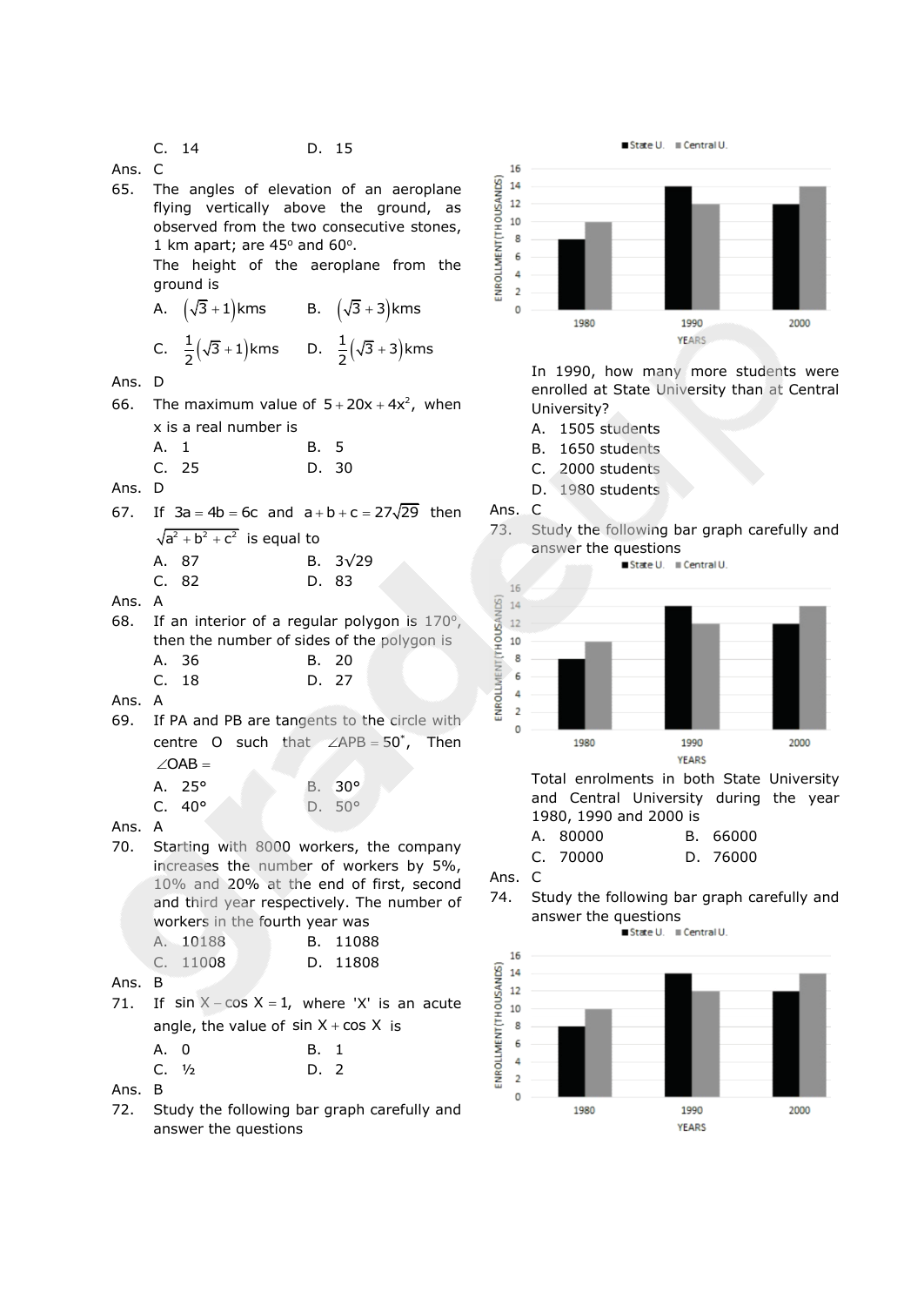C. 14 &emsp; D. 15

Ans. C

65. The angles of elevation of an aeroplane flying vertically above the ground, as observed from the two consecutive stones, 1 km apart; are 45° and 60°.
The height of the aeroplane from the ground is
A. $(\sqrt{3}+1)$kms &emsp; B. $(\sqrt{3}+3)$kms
C. $\frac{1}{2}(\sqrt{3}+1)$kms &emsp; D. $\frac{1}{2}(\sqrt{3}+3)$kms

Ans. D

66. The maximum value of $5+20x+4x^2$, when x is a real number is
A. 1 &emsp; B. 5
C. 25 &emsp; D. 30

Ans. D

67. If $3a=4b=6c$ and $a+b+c=27\sqrt{29}$ then $\sqrt{a^2+b^2+c^2}$ is equal to
A. 87 &emsp; B. $3\sqrt{29}$
C. 82 &emsp; D. 83

Ans. A

68. If an interior of a regular polygon is 170°, then the number of sides of the polygon is
A. 36 &emsp; B. 20
C. 18 &emsp; D. 27

Ans. A

69. If PA and PB are tangents to the circle with centre O such that $\angle APB = 50^*$, Then $\angle OAB =$
A. 25° &emsp; B. 30°
C. 40° &emsp; D. 50°

Ans. A

70. Starting with 8000 workers, the company increases the number of workers by 5%, 10% and 20% at the end of first, second and third year respectively. The number of workers in the fourth year was
A. 10188 &emsp; B. 11088
C. 11008 &emsp; D. 11808

Ans. B

71. If $\sin X - \cos X = 1$, where 'X' is an acute angle, the value of $\sin X + \cos X$ is
A. 0 &emsp; B. 1
C. ½ &emsp; D. 2

Ans. B

72. Study the following bar graph carefully and answer the questions

In 1990, how many more students were enrolled at State University than at Central University?
A. 1505 students
B. 1650 students
C. 2000 students
D. 1980 students

Ans. C

73. Study the following bar graph carefully and answer the questions

Total enrolments in both State University and Central University during the year 1980, 1990 and 2000 is
A. 80000 &emsp; B. 66000
C. 70000 &emsp; D. 76000

Ans. C

74. Study the following bar graph carefully and answer the questions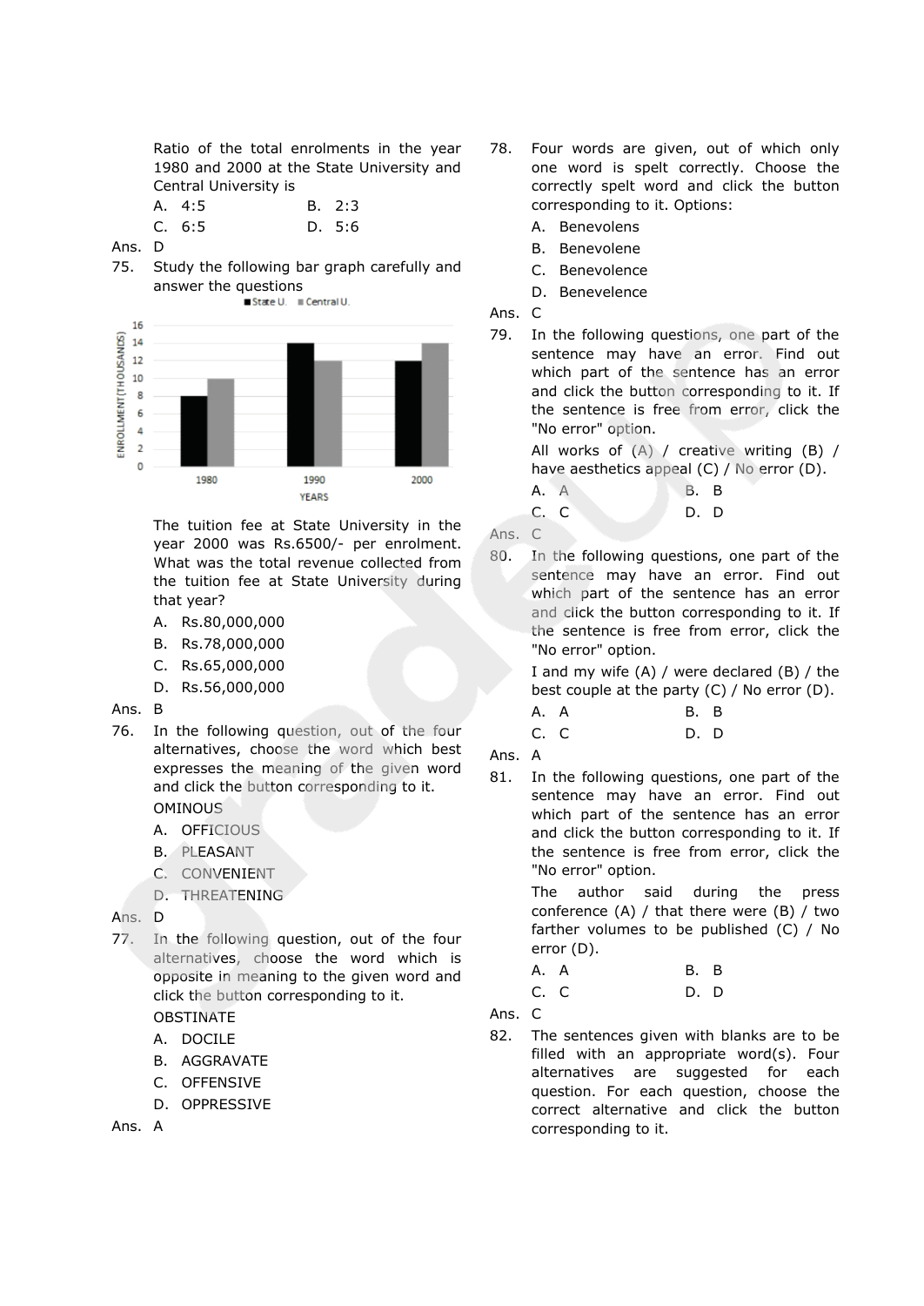Ratio of the total enrolments in the year 1980 and 2000 at the State University and Central University is

A. 4:5
B. 2:3
C. 6:5
D. 5:6

Ans. D

75. Study the following bar graph carefully and answer the questions

The tuition fee at State University in the year 2000 was Rs.6500/- per enrolment. What was the total revenue collected from the tuition fee at State University during that year?

A. Rs.80,000,000
B. Rs.78,000,000
C. Rs.65,000,000
D. Rs.56,000,000

Ans. B

76. In the following question, out of the four alternatives, choose the word which best expresses the meaning of the given word and click the button corresponding to it.

OMINOUS

A. OFFICIOUS
B. PLEASANT
C. CONVENIENT
D. THREATENING

Ans. D

77. In the following question, out of the four alternatives, choose the word which is opposite in meaning to the given word and click the button corresponding to it.

OBSTINATE

A. DOCILE
B. AGGRAVATE
C. OFFENSIVE
D. OPPRESSIVE

Ans. A

78. Four words are given, out of which only one word is spelt correctly. Choose the correctly spelt word and click the button corresponding to it. Options:

A. Benevolens
B. Benevolene
C. Benevolence
D. Benevelence

Ans. C

79. In the following questions, one part of the sentence may have an error. Find out which part of the sentence has an error and click the button corresponding to it. If the sentence is free from error, click the "No error" option.

All works of (A) / creative writing (B) / have aesthetics appeal (C) / No error (D).

A. A
B. B
C. C
D. D

Ans. C

80. In the following questions, one part of the sentence may have an error. Find out which part of the sentence has an error and click the button corresponding to it. If the sentence is free from error, click the "No error" option.

I and my wife (A) / were declared (B) / the best couple at the party (C) / No error (D).

A. A
B. B
C. C
D. D

Ans. A

81. In the following questions, one part of the sentence may have an error. Find out which part of the sentence has an error and click the button corresponding to it. If the sentence is free from error, click the "No error" option.

The author said during the press conference (A) / that there were (B) / two farther volumes to be published (C) / No error (D).

A. A
B. B
C. C
D. D

Ans. C

82. The sentences given with blanks are to be filled with an appropriate word(s). Four alternatives are suggested for each question. For each question, choose the correct alternative and click the button corresponding to it.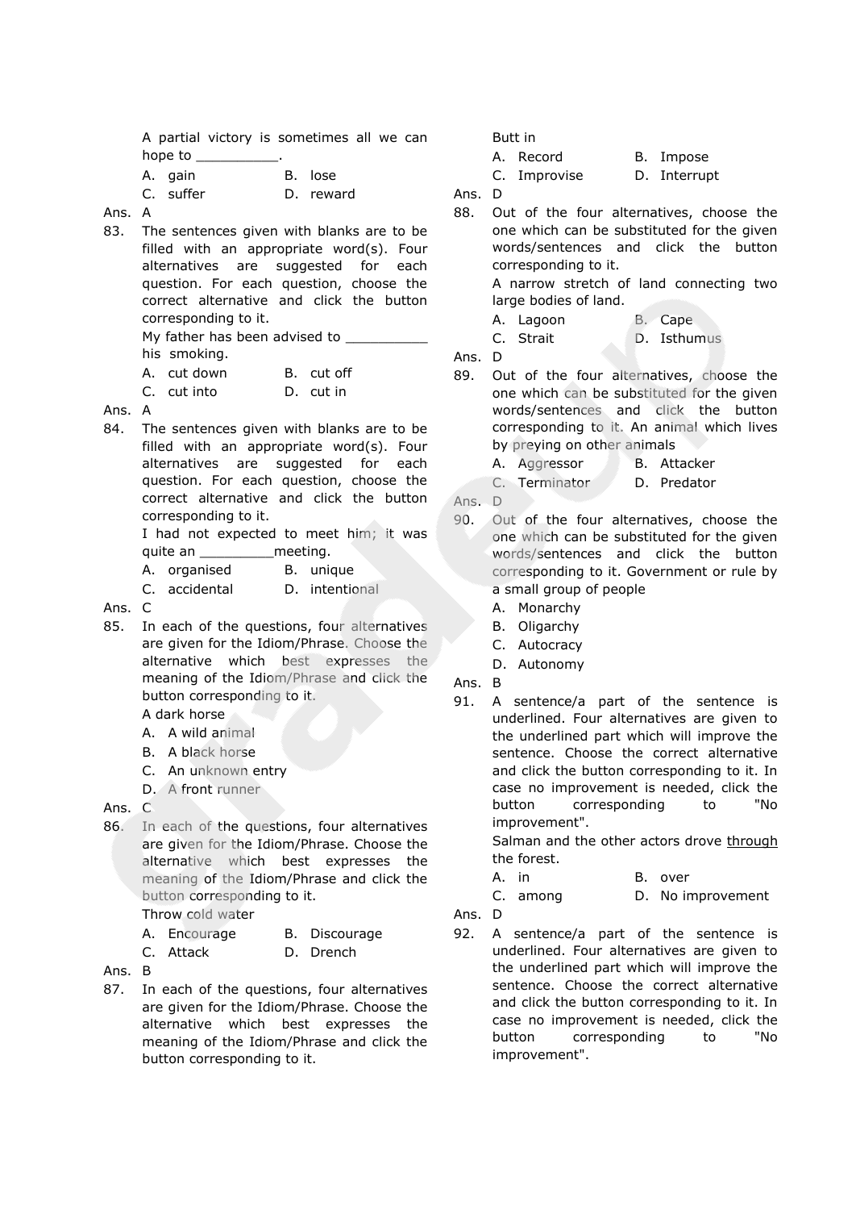A partial victory is sometimes all we can hope to __________.

A. gain    B. lose
C. suffer    D. reward

Ans. A

83. The sentences given with blanks are to be filled with an appropriate word(s). Four alternatives are suggested for each question. For each question, choose the correct alternative and click the button corresponding to it.

My father has been advised to __________ his smoking.

A. cut down    B. cut off
C. cut into    D. cut in

Ans. A

84. The sentences given with blanks are to be filled with an appropriate word(s). Four alternatives are suggested for each question. For each question, choose the correct alternative and click the button corresponding to it.

I had not expected to meet him; it was quite an _________meeting.

A. organised    B. unique
C. accidental    D. intentional

Ans. C

85. In each of the questions, four alternatives are given for the Idiom/Phrase. Choose the alternative which best expresses the meaning of the Idiom/Phrase and click the button corresponding to it.

A dark horse

A. A wild animal
B. A black horse
C. An unknown entry
D. A front runner

Ans. C

86. In each of the questions, four alternatives are given for the Idiom/Phrase. Choose the alternative which best expresses the meaning of the Idiom/Phrase and click the button corresponding to it.

Throw cold water

A. Encourage    B. Discourage
C. Attack    D. Drench

Ans. B

87. In each of the questions, four alternatives are given for the Idiom/Phrase. Choose the alternative which best expresses the meaning of the Idiom/Phrase and click the button corresponding to it.

Butt in

A. Record    B. Impose
C. Improvise    D. Interrupt

Ans. D

88. Out of the four alternatives, choose the one which can be substituted for the given words/sentences and click the button corresponding to it.

A narrow stretch of land connecting two large bodies of land.

A. Lagoon    B. Cape
C. Strait    D. Isthumus

Ans. D

89. Out of the four alternatives, choose the one which can be substituted for the given words/sentences and click the button corresponding to it. An animal which lives by preying on other animals

A. Aggressor    B. Attacker
C. Terminator    D. Predator

Ans. D

90. Out of the four alternatives, choose the one which can be substituted for the given words/sentences and click the button corresponding to it. Government or rule by a small group of people

A. Monarchy
B. Oligarchy
C. Autocracy
D. Autonomy

Ans. B

91. A sentence/a part of the sentence is underlined. Four alternatives are given to the underlined part which will improve the sentence. Choose the correct alternative and click the button corresponding to it. In case no improvement is needed, click the button corresponding to "No improvement".

Salman and the other actors drove <u>through</u> the forest.

A. in    B. over
C. among    D. No improvement

Ans. D

92. A sentence/a part of the sentence is underlined. Four alternatives are given to the underlined part which will improve the sentence. Choose the correct alternative and click the button corresponding to it. In case no improvement is needed, click the button corresponding to "No improvement".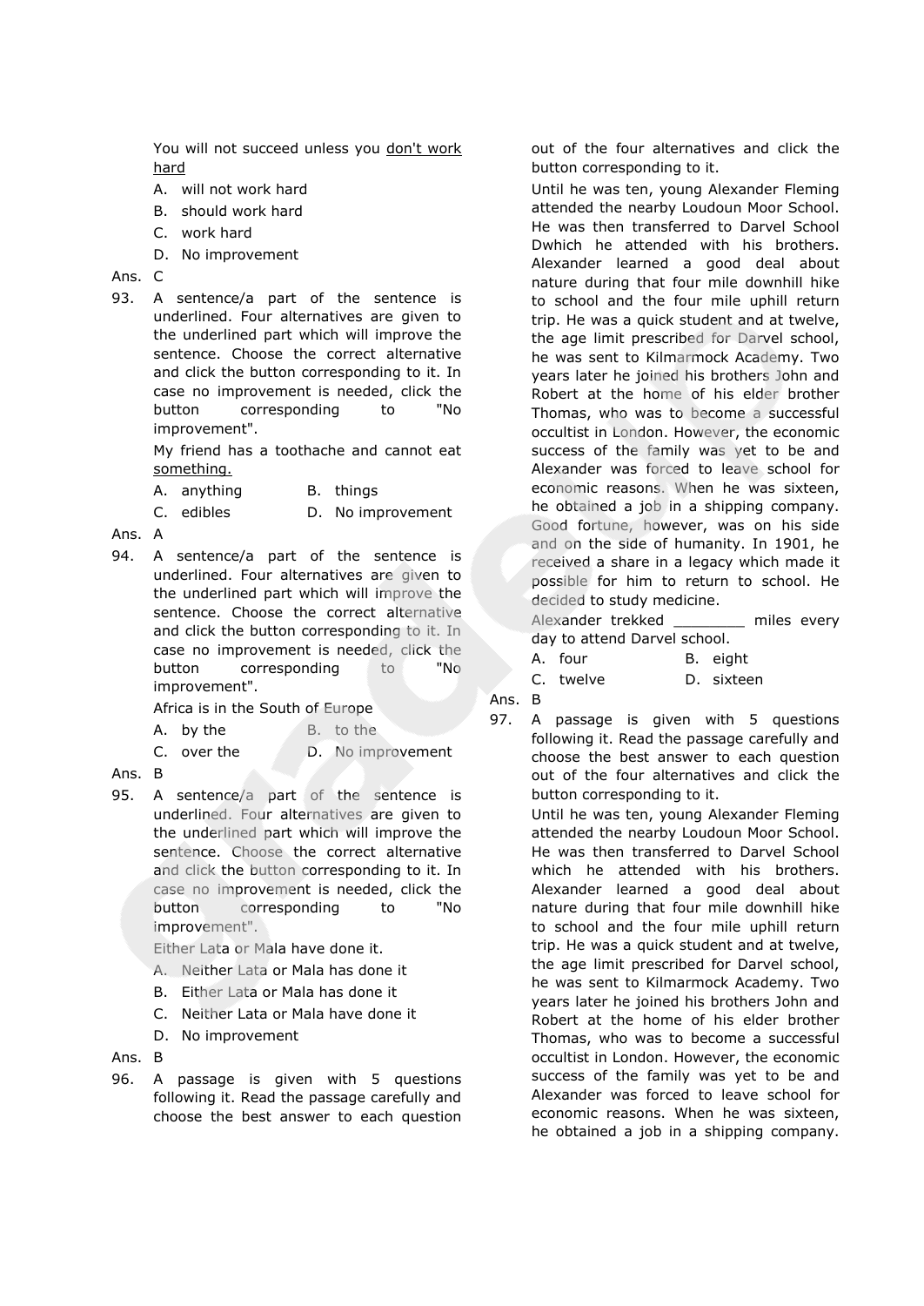You will not succeed unless you <u>don't work hard</u>

A. will not work hard
B. should work hard
C. work hard
D. No improvement

Ans. C

93. A sentence/a part of the sentence is underlined. Four alternatives are given to the underlined part which will improve the sentence. Choose the correct alternative and click the button corresponding to it. In case no improvement is needed, click the button corresponding to "No improvement".

My friend has a toothache and cannot eat <u>something.</u>

A. anything
B. things
C. edibles
D. No improvement

Ans. A

94. A sentence/a part of the sentence is underlined. Four alternatives are given to the underlined part which will improve the sentence. Choose the correct alternative and click the button corresponding to it. In case no improvement is needed, click the button corresponding to "No improvement".

Africa is in the South of Europe

A. by the
B. to the
C. over the
D. No improvement

Ans. B

95. A sentence/a part of the sentence is underlined. Four alternatives are given to the underlined part which will improve the sentence. Choose the correct alternative and click the button corresponding to it. In case no improvement is needed, click the button corresponding to "No improvement".

Either Lata or Mala have done it.

A. Neither Lata or Mala has done it
B. Either Lata or Mala has done it
C. Neither Lata or Mala have done it
D. No improvement

Ans. B

96. A passage is given with 5 questions following it. Read the passage carefully and choose the best answer to each question out of the four alternatives and click the button corresponding to it.

Until he was ten, young Alexander Fleming attended the nearby Loudoun Moor School. He was then transferred to Darvel School Dwhich he attended with his brothers. Alexander learned a good deal about nature during that four mile downhill hike to school and the four mile uphill return trip. He was a quick student and at twelve, the age limit prescribed for Darvel school, he was sent to Kilmarmock Academy. Two years later he joined his brothers John and Robert at the home of his elder brother Thomas, who was to become a successful occultist in London. However, the economic success of the family was yet to be and Alexander was forced to leave school for economic reasons. When he was sixteen, he obtained a job in a shipping company. Good fortune, however, was on his side and on the side of humanity. In 1901, he received a share in a legacy which made it possible for him to return to school. He decided to study medicine.

Alexander trekked ________ miles every day to attend Darvel school.

A. four
B. eight
C. twelve
D. sixteen

Ans. B

97. A passage is given with 5 questions following it. Read the passage carefully and choose the best answer to each question out of the four alternatives and click the button corresponding to it.

Until he was ten, young Alexander Fleming attended the nearby Loudoun Moor School. He was then transferred to Darvel School which he attended with his brothers. Alexander learned a good deal about nature during that four mile downhill hike to school and the four mile uphill return trip. He was a quick student and at twelve, the age limit prescribed for Darvel school, he was sent to Kilmarmock Academy. Two years later he joined his brothers John and Robert at the home of his elder brother Thomas, who was to become a successful occultist in London. However, the economic success of the family was yet to be and Alexander was forced to leave school for economic reasons. When he was sixteen, he obtained a job in a shipping company.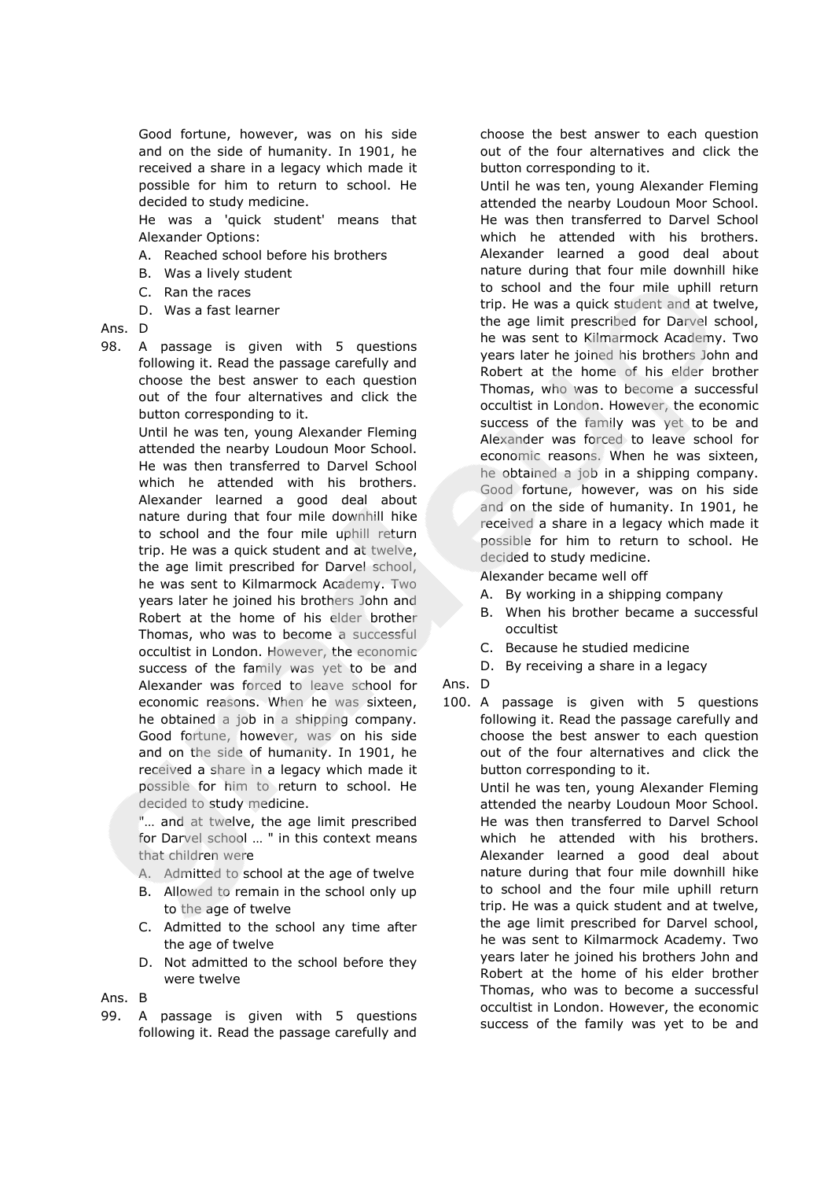Good fortune, however, was on his side and on the side of humanity. In 1901, he received a share in a legacy which made it possible for him to return to school. He decided to study medicine.

He was a 'quick student' means that Alexander Options:

A. Reached school before his brothers
B. Was a lively student
C. Ran the races
D. Was a fast learner

Ans. D

98. A passage is given with 5 questions following it. Read the passage carefully and choose the best answer to each question out of the four alternatives and click the button corresponding to it.

Until he was ten, young Alexander Fleming attended the nearby Loudoun Moor School. He was then transferred to Darvel School which he attended with his brothers. Alexander learned a good deal about nature during that four mile downhill hike to school and the four mile uphill return trip. He was a quick student and at twelve, the age limit prescribed for Darvel school, he was sent to Kilmarmock Academy. Two years later he joined his brothers John and Robert at the home of his elder brother Thomas, who was to become a successful occultist in London. However, the economic success of the family was yet to be and Alexander was forced to leave school for economic reasons. When he was sixteen, he obtained a job in a shipping company. Good fortune, however, was on his side and on the side of humanity. In 1901, he received a share in a legacy which made it possible for him to return to school. He decided to study medicine.

"… and at twelve, the age limit prescribed for Darvel school … " in this context means that children were

A. Admitted to school at the age of twelve
B. Allowed to remain in the school only up to the age of twelve
C. Admitted to the school any time after the age of twelve
D. Not admitted to the school before they were twelve

Ans. B

99. A passage is given with 5 questions following it. Read the passage carefully and choose the best answer to each question out of the four alternatives and click the button corresponding to it.

Until he was ten, young Alexander Fleming attended the nearby Loudoun Moor School. He was then transferred to Darvel School which he attended with his brothers. Alexander learned a good deal about nature during that four mile downhill hike to school and the four mile uphill return trip. He was a quick student and at twelve, the age limit prescribed for Darvel school, he was sent to Kilmarmock Academy. Two years later he joined his brothers John and Robert at the home of his elder brother Thomas, who was to become a successful occultist in London. However, the economic success of the family was yet to be and Alexander was forced to leave school for economic reasons. When he was sixteen, he obtained a job in a shipping company. Good fortune, however, was on his side and on the side of humanity. In 1901, he received a share in a legacy which made it possible for him to return to school. He decided to study medicine.

Alexander became well off

A. By working in a shipping company
B. When his brother became a successful occultist
C. Because he studied medicine
D. By receiving a share in a legacy

Ans. D

100. A passage is given with 5 questions following it. Read the passage carefully and choose the best answer to each question out of the four alternatives and click the button corresponding to it.

Until he was ten, young Alexander Fleming attended the nearby Loudoun Moor School. He was then transferred to Darvel School which he attended with his brothers. Alexander learned a good deal about nature during that four mile downhill hike to school and the four mile uphill return trip. He was a quick student and at twelve, the age limit prescribed for Darvel school, he was sent to Kilmarmock Academy. Two years later he joined his brothers John and Robert at the home of his elder brother Thomas, who was to become a successful occultist in London. However, the economic success of the family was yet to be and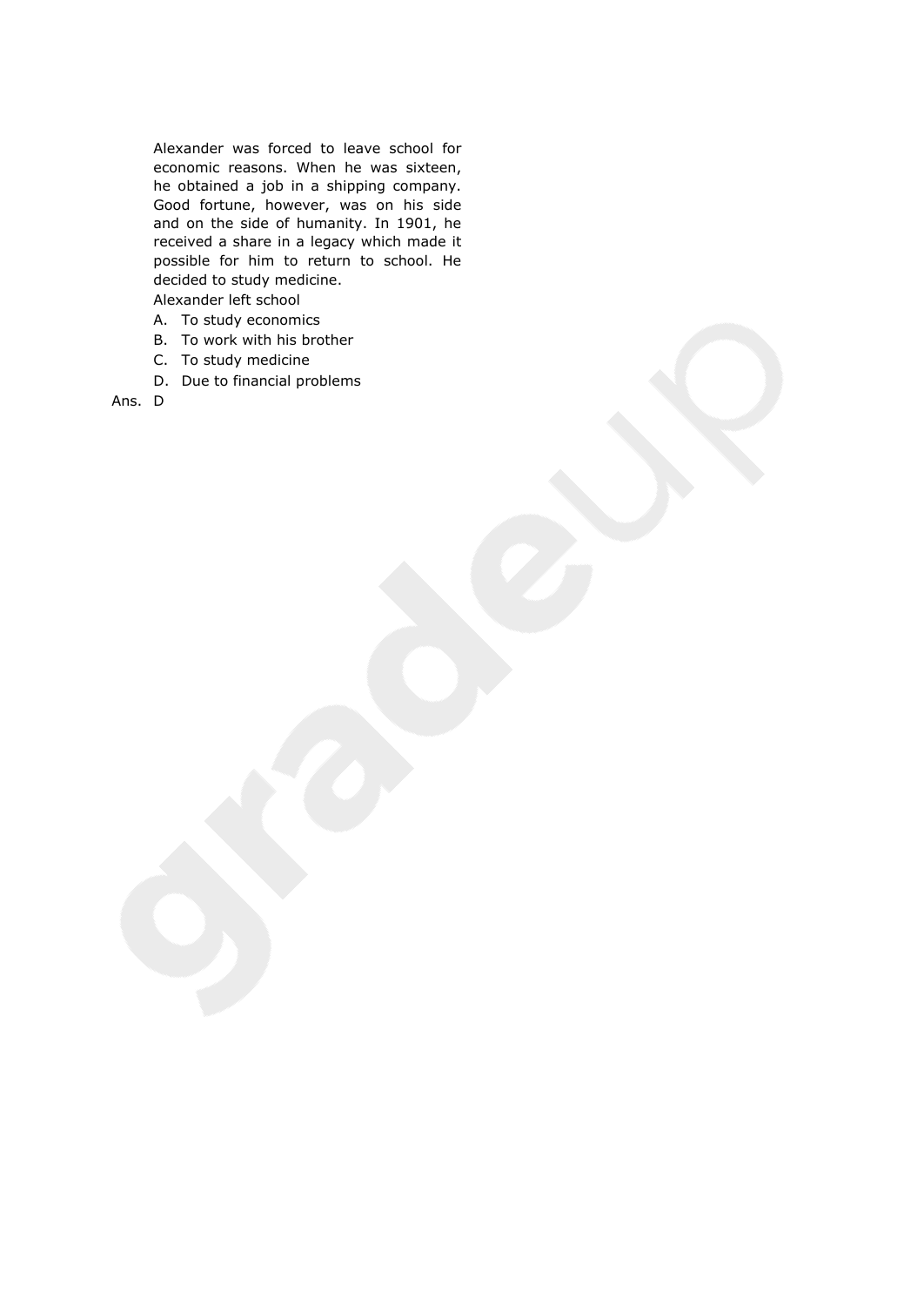Alexander was forced to leave school for economic reasons. When he was sixteen, he obtained a job in a shipping company. Good fortune, however, was on his side and on the side of humanity. In 1901, he received a share in a legacy which made it possible for him to return to school. He decided to study medicine.

Alexander left school

A. To study economics
B. To work with his brother
C. To study medicine
D. Due to financial problems

Ans. D